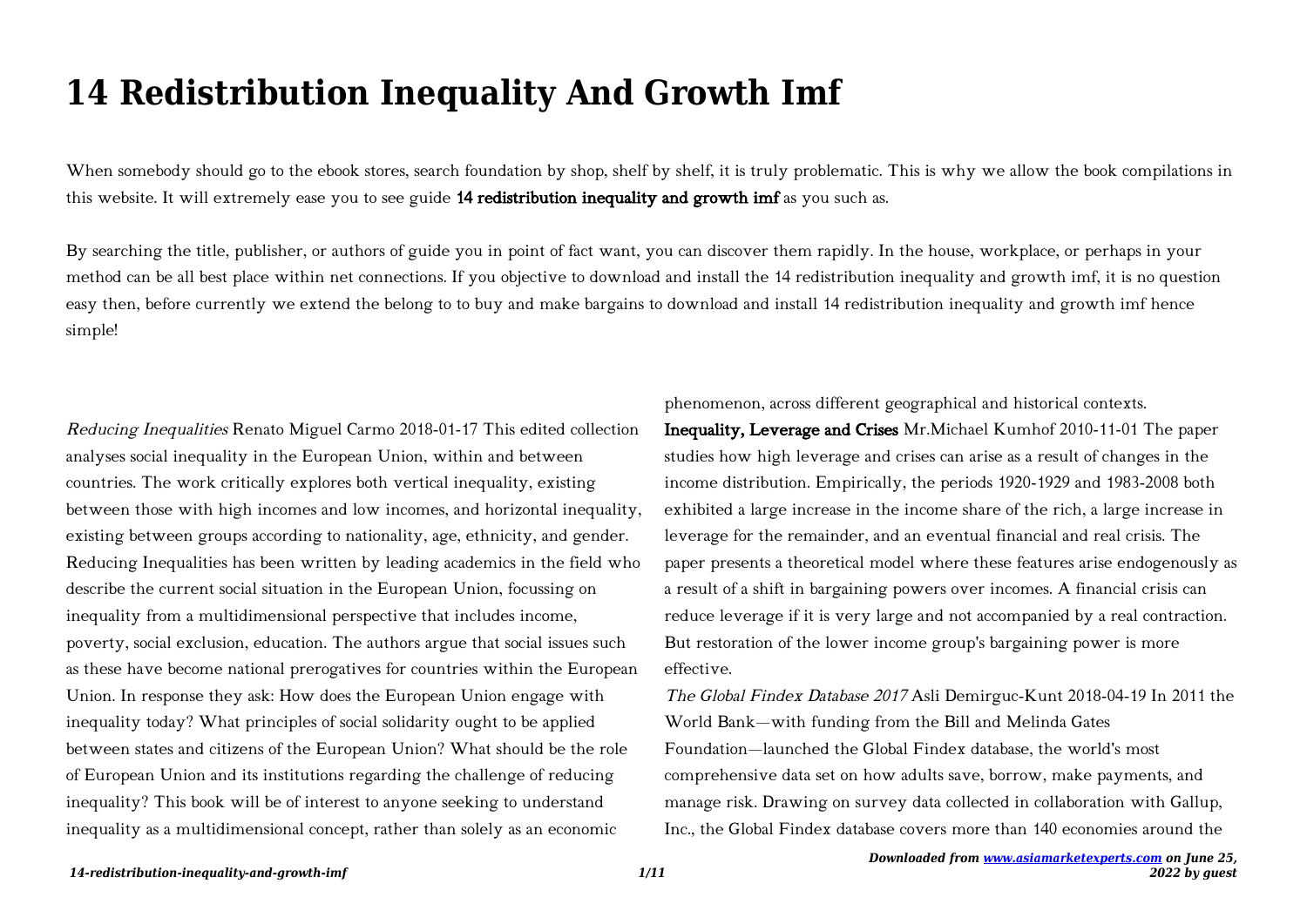# 14 Redistribution Inequality And Growth Imf

When somebody should go to the ebook stores, search foundation by shop, shelf by shelf, it is truly problematic. This is why we allow the book compilations in this website. It will extremely ease you to see guide **14 redistribution inequality and growth imf** as you such as.

By searching the title, publisher, or authors of guide you in point of fact want, you can discover them rapidly. In the house, workplace, or perhaps in your method can be all best place within net connections. If you objective to download and install the 14 redistribution inequality and growth imf, it is no question easy then, before currently we extend the belong to to buy and make bargains to download and install 14 redistribution inequality and growth imf hence simple!

*Reducing Inequalities* Renato Miguel Carmo 2018-01-17 This edited collection analyses social inequality in the European Union, within and between countries. The work critically explores both vertical inequality, existing between those with high incomes and low incomes, and horizontal inequality, existing between groups according to nationality, age, ethnicity, and gender. Reducing Inequalities has been written by leading academics in the field who describe the current social situation in the European Union, focussing on inequality from a multidimensional perspective that includes income, poverty, social exclusion, education. The authors argue that social issues such as these have become national prerogatives for countries within the European Union. In response they ask: How does the European Union engage with inequality today? What principles of social solidarity ought to be applied between states and citizens of the European Union? What should be the role of European Union and its institutions regarding the challenge of reducing inequality? This book will be of interest to anyone seeking to understand inequality as a multidimensional concept, rather than solely as an economic phenomenon, across different geographical and historical contexts.

**Inequality, Leverage and Crises** Mr.Michael Kumhof 2010-11-01 The paper studies how high leverage and crises can arise as a result of changes in the income distribution. Empirically, the periods 1920-1929 and 1983-2008 both exhibited a large increase in the income share of the rich, a large increase in leverage for the remainder, and an eventual financial and real crisis. The paper presents a theoretical model where these features arise endogenously as a result of a shift in bargaining powers over incomes. A financial crisis can reduce leverage if it is very large and not accompanied by a real contraction. But restoration of the lower income group's bargaining power is more effective.

*The Global Findex Database 2017* Asli Demirguc-Kunt 2018-04-19 In 2011 the World Bank—with funding from the Bill and Melinda Gates Foundation—launched the Global Findex database, the world's most comprehensive data set on how adults save, borrow, make payments, and manage risk. Drawing on survey data collected in collaboration with Gallup, Inc., the Global Findex database covers more than 140 economies around the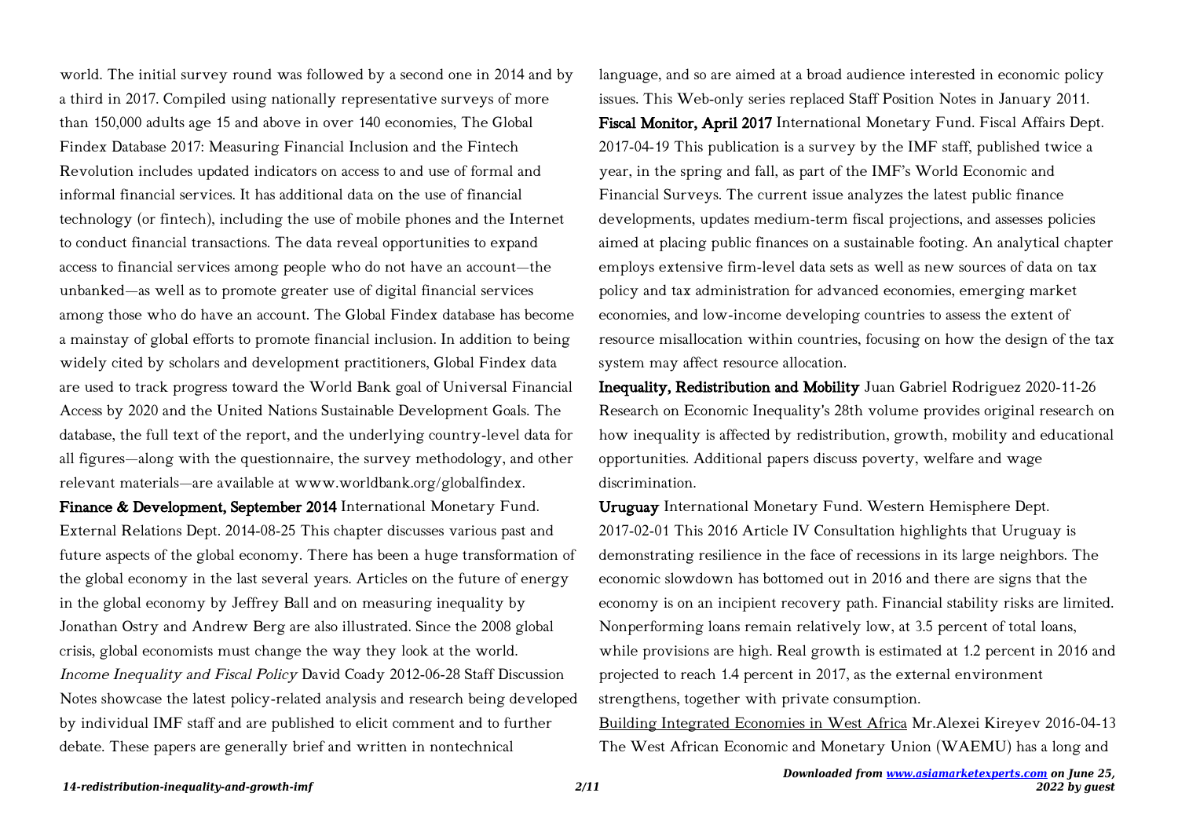world. The initial survey round was followed by a second one in 2014 and by a third in 2017. Compiled using nationally representative surveys of more than 150,000 adults age 15 and above in over 140 economies, The Global Findex Database 2017: Measuring Financial Inclusion and the Fintech Revolution includes updated indicators on access to and use of formal and informal financial services. It has additional data on the use of financial technology (or fintech), including the use of mobile phones and the Internet to conduct financial transactions. The data reveal opportunities to expand access to financial services among people who do not have an account—the unbanked—as well as to promote greater use of digital financial services among those who do have an account. The Global Findex database has become a mainstay of global efforts to promote financial inclusion. In addition to being widely cited by scholars and development practitioners, Global Findex data are used to track progress toward the World Bank goal of Universal Financial Access by 2020 and the United Nations Sustainable Development Goals. The database, the full text of the report, and the underlying country-level data for all figures—along with the questionnaire, the survey methodology, and other relevant materials—are available at www.worldbank.org/globalfindex.

**Finance & Development, September 2014** International Monetary Fund. External Relations Dept. 2014-08-25 This chapter discusses various past and future aspects of the global economy. There has been a huge transformation of the global economy in the last several years. Articles on the future of energy in the global economy by Jeffrey Ball and on measuring inequality by Jonathan Ostry and Andrew Berg are also illustrated. Since the 2008 global crisis, global economists must change the way they look at the world.

*Income Inequality and Fiscal Policy* David Coady 2012-06-28 Staff Discussion Notes showcase the latest policy-related analysis and research being developed by individual IMF staff and are published to elicit comment and to further debate. These papers are generally brief and written in nontechnical language, and so are aimed at a broad audience interested in economic policy issues. This Web-only series replaced Staff Position Notes in January 2011.

**Fiscal Monitor, April 2017** International Monetary Fund. Fiscal Affairs Dept. 2017-04-19 This publication is a survey by the IMF staff, published twice a year, in the spring and fall, as part of the IMF's World Economic and Financial Surveys. The current issue analyzes the latest public finance developments, updates medium-term fiscal projections, and assesses policies aimed at placing public finances on a sustainable footing. An analytical chapter employs extensive firm-level data sets as well as new sources of data on tax policy and tax administration for advanced economies, emerging market economies, and low-income developing countries to assess the extent of resource misallocation within countries, focusing on how the design of the tax system may affect resource allocation.

**Inequality, Redistribution and Mobility** Juan Gabriel Rodriguez 2020-11-26 Research on Economic Inequality's 28th volume provides original research on how inequality is affected by redistribution, growth, mobility and educational opportunities. Additional papers discuss poverty, welfare and wage discrimination.

**Uruguay** International Monetary Fund. Western Hemisphere Dept. 2017-02-01 This 2016 Article IV Consultation highlights that Uruguay is demonstrating resilience in the face of recessions in its large neighbors. The economic slowdown has bottomed out in 2016 and there are signs that the economy is on an incipient recovery path. Financial stability risks are limited. Nonperforming loans remain relatively low, at 3.5 percent of total loans, while provisions are high. Real growth is estimated at 1.2 percent in 2016 and projected to reach 1.4 percent in 2017, as the external environment strengthens, together with private consumption.

Building Integrated Economies in West Africa Mr.Alexei Kireyev 2016-04-13 The West African Economic and Monetary Union (WAEMU) has a long and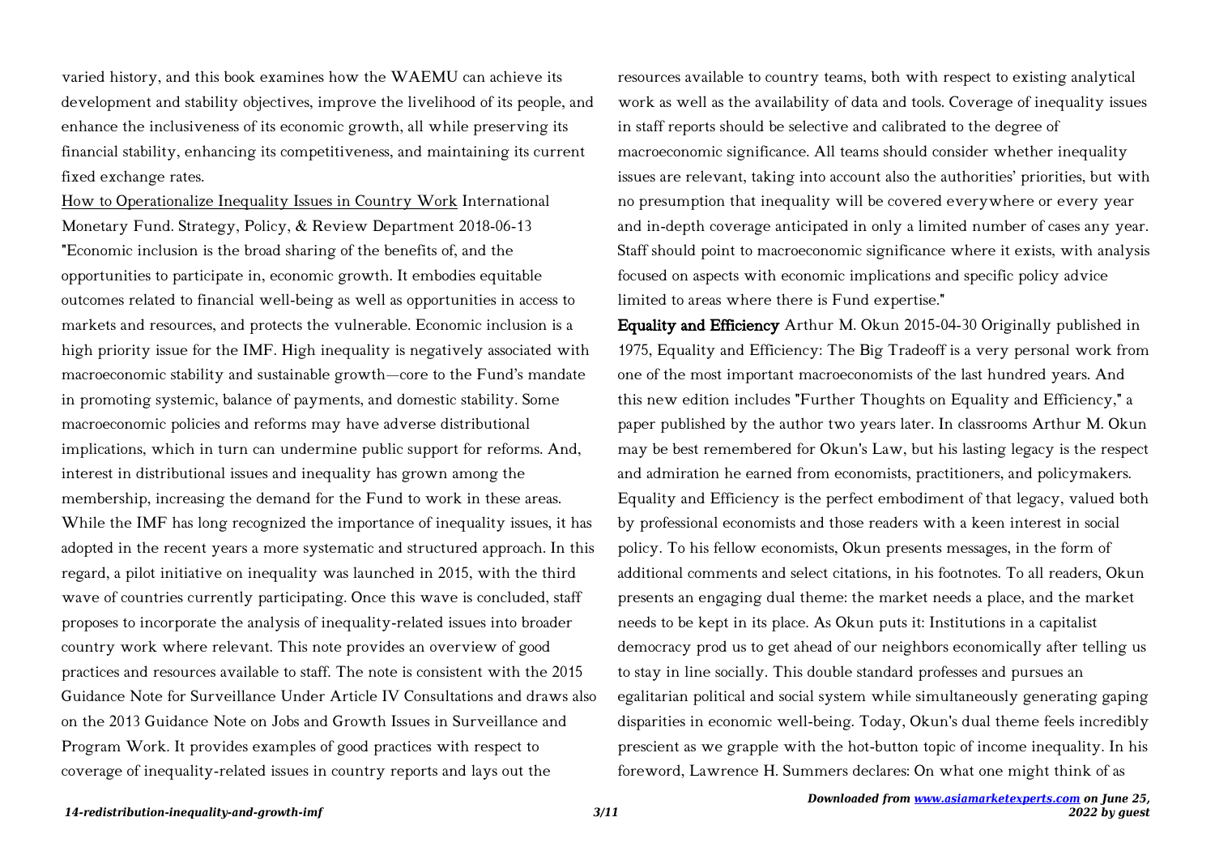varied history, and this book examines how the WAEMU can achieve its development and stability objectives, improve the livelihood of its people, and enhance the inclusiveness of its economic growth, all while preserving its financial stability, enhancing its competitiveness, and maintaining its current fixed exchange rates.

How to Operationalize Inequality Issues in Country Work International Monetary Fund. Strategy, Policy, & Review Department 2018-06-13 "Economic inclusion is the broad sharing of the benefits of, and the opportunities to participate in, economic growth. It embodies equitable outcomes related to financial well-being as well as opportunities in access to markets and resources, and protects the vulnerable. Economic inclusion is a high priority issue for the IMF. High inequality is negatively associated with macroeconomic stability and sustainable growth—core to the Fund's mandate in promoting systemic, balance of payments, and domestic stability. Some macroeconomic policies and reforms may have adverse distributional implications, which in turn can undermine public support for reforms. And, interest in distributional issues and inequality has grown among the membership, increasing the demand for the Fund to work in these areas. While the IMF has long recognized the importance of inequality issues, it has adopted in the recent years a more systematic and structured approach. In this regard, a pilot initiative on inequality was launched in 2015, with the third wave of countries currently participating. Once this wave is concluded, staff proposes to incorporate the analysis of inequality-related issues into broader country work where relevant. This note provides an overview of good practices and resources available to staff. The note is consistent with the 2015 Guidance Note for Surveillance Under Article IV Consultations and draws also on the 2013 Guidance Note on Jobs and Growth Issues in Surveillance and Program Work. It provides examples of good practices with respect to coverage of inequality-related issues in country reports and lays out the resources available to country teams, both with respect to existing analytical work as well as the availability of data and tools. Coverage of inequality issues in staff reports should be selective and calibrated to the degree of macroeconomic significance. All teams should consider whether inequality issues are relevant, taking into account also the authorities' priorities, but with no presumption that inequality will be covered everywhere or every year and in-depth coverage anticipated in only a limited number of cases any year. Staff should point to macroeconomic significance where it exists, with analysis focused on aspects with economic implications and specific policy advice limited to areas where there is Fund expertise."

**Equality and Efficiency** Arthur M. Okun 2015-04-30 Originally published in 1975, Equality and Efficiency: The Big Tradeoff is a very personal work from one of the most important macroeconomists of the last hundred years. And this new edition includes "Further Thoughts on Equality and Efficiency," a paper published by the author two years later. In classrooms Arthur M. Okun may be best remembered for Okun's Law, but his lasting legacy is the respect and admiration he earned from economists, practitioners, and policymakers. Equality and Efficiency is the perfect embodiment of that legacy, valued both by professional economists and those readers with a keen interest in social policy. To his fellow economists, Okun presents messages, in the form of additional comments and select citations, in his footnotes. To all readers, Okun presents an engaging dual theme: the market needs a place, and the market needs to be kept in its place. As Okun puts it: Institutions in a capitalist democracy prod us to get ahead of our neighbors economically after telling us to stay in line socially. This double standard professes and pursues an egalitarian political and social system while simultaneously generating gaping disparities in economic well-being. Today, Okun's dual theme feels incredibly prescient as we grapple with the hot-button topic of income inequality. In his foreword, Lawrence H. Summers declares: On what one might think of as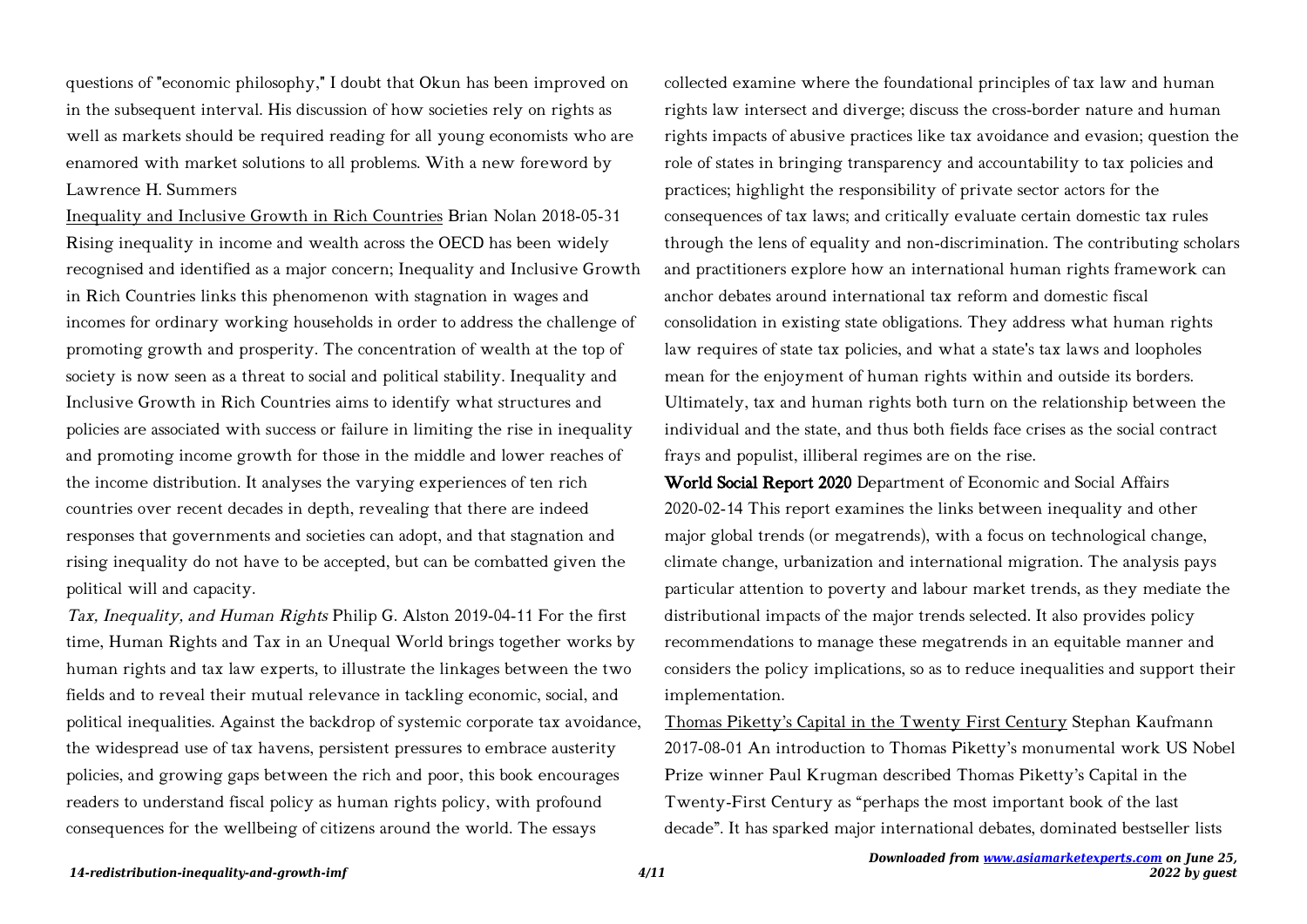questions of "economic philosophy," I doubt that Okun has been improved on in the subsequent interval. His discussion of how societies rely on rights as well as markets should be required reading for all young economists who are enamored with market solutions to all problems. With a new foreword by Lawrence H. Summers

Inequality and Inclusive Growth in Rich Countries Brian Nolan 2018-05-31 Rising inequality in income and wealth across the OECD has been widely recognised and identified as a major concern; Inequality and Inclusive Growth in Rich Countries links this phenomenon with stagnation in wages and incomes for ordinary working households in order to address the challenge of promoting growth and prosperity. The concentration of wealth at the top of society is now seen as a threat to social and political stability. Inequality and Inclusive Growth in Rich Countries aims to identify what structures and policies are associated with success or failure in limiting the rise in inequality and promoting income growth for those in the middle and lower reaches of the income distribution. It analyses the varying experiences of ten rich countries over recent decades in depth, revealing that there are indeed responses that governments and societies can adopt, and that stagnation and rising inequality do not have to be accepted, but can be combatted given the political will and capacity.

*Tax, Inequality, and Human Rights* Philip G. Alston 2019-04-11 For the first time, Human Rights and Tax in an Unequal World brings together works by human rights and tax law experts, to illustrate the linkages between the two fields and to reveal their mutual relevance in tackling economic, social, and political inequalities. Against the backdrop of systemic corporate tax avoidance, the widespread use of tax havens, persistent pressures to embrace austerity policies, and growing gaps between the rich and poor, this book encourages readers to understand fiscal policy as human rights policy, with profound consequences for the wellbeing of citizens around the world. The essays collected examine where the foundational principles of tax law and human rights law intersect and diverge; discuss the cross-border nature and human rights impacts of abusive practices like tax avoidance and evasion; question the role of states in bringing transparency and accountability to tax policies and practices; highlight the responsibility of private sector actors for the consequences of tax laws; and critically evaluate certain domestic tax rules through the lens of equality and non-discrimination. The contributing scholars and practitioners explore how an international human rights framework can anchor debates around international tax reform and domestic fiscal consolidation in existing state obligations. They address what human rights law requires of state tax policies, and what a state's tax laws and loopholes mean for the enjoyment of human rights within and outside its borders. Ultimately, tax and human rights both turn on the relationship between the individual and the state, and thus both fields face crises as the social contract frays and populist, illiberal regimes are on the rise.

**World Social Report 2020** Department of Economic and Social Affairs 2020-02-14 This report examines the links between inequality and other major global trends (or megatrends), with a focus on technological change, climate change, urbanization and international migration. The analysis pays particular attention to poverty and labour market trends, as they mediate the distributional impacts of the major trends selected. It also provides policy recommendations to manage these megatrends in an equitable manner and considers the policy implications, so as to reduce inequalities and support their implementation.

Thomas Piketty's Capital in the Twenty First Century Stephan Kaufmann 2017-08-01 An introduction to Thomas Piketty's monumental work US Nobel Prize winner Paul Krugman described Thomas Piketty's Capital in the Twenty-First Century as "perhaps the most important book of the last decade". It has sparked major international debates, dominated bestseller lists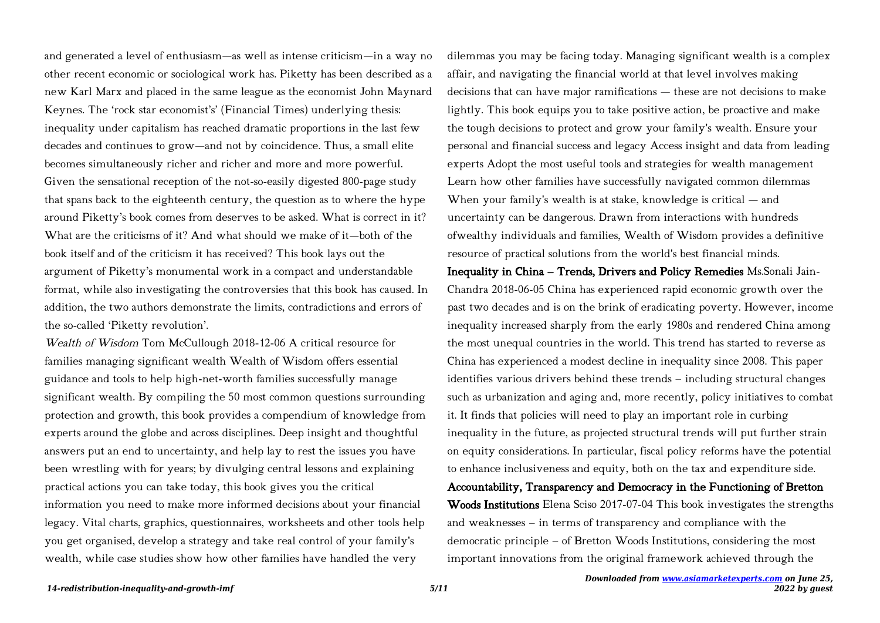and generated a level of enthusiasm—as well as intense criticism—in a way no other recent economic or sociological work has. Piketty has been described as a new Karl Marx and placed in the same league as the economist John Maynard Keynes. The 'rock star economist's' (Financial Times) underlying thesis: inequality under capitalism has reached dramatic proportions in the last few decades and continues to grow—and not by coincidence. Thus, a small elite becomes simultaneously richer and richer and more and more powerful. Given the sensational reception of the not-so-easily digested 800-page study that spans back to the eighteenth century, the question as to where the hype around Piketty's book comes from deserves to be asked. What is correct in it? What are the criticisms of it? And what should we make of it—both of the book itself and of the criticism it has received? This book lays out the argument of Piketty's monumental work in a compact and understandable format, while also investigating the controversies that this book has caused. In addition, the two authors demonstrate the limits, contradictions and errors of the so-called 'Piketty revolution'.

*Wealth of Wisdom* Tom McCullough 2018-12-06 A critical resource for families managing significant wealth Wealth of Wisdom offers essential guidance and tools to help high-net-worth families successfully manage significant wealth. By compiling the 50 most common questions surrounding protection and growth, this book provides a compendium of knowledge from experts around the globe and across disciplines. Deep insight and thoughtful answers put an end to uncertainty, and help lay to rest the issues you have been wrestling with for years; by divulging central lessons and explaining practical actions you can take today, this book gives you the critical information you need to make more informed decisions about your financial legacy. Vital charts, graphics, questionnaires, worksheets and other tools help you get organised, develop a strategy and take real control of your family's wealth, while case studies show how other families have handled the very dilemmas you may be facing today. Managing significant wealth is a complex affair, and navigating the financial world at that level involves making decisions that can have major ramifications — these are not decisions to make lightly. This book equips you to take positive action, be proactive and make the tough decisions to protect and grow your family's wealth. Ensure your personal and financial success and legacy Access insight and data from leading experts Adopt the most useful tools and strategies for wealth management Learn how other families have successfully navigated common dilemmas When your family's wealth is at stake, knowledge is critical — and uncertainty can be dangerous. Drawn from interactions with hundreds ofwealthy individuals and families, Wealth of Wisdom provides a definitive resource of practical solutions from the world's best financial minds.

**Inequality in China – Trends, Drivers and Policy Remedies** Ms.Sonali Jain-Chandra 2018-06-05 China has experienced rapid economic growth over the past two decades and is on the brink of eradicating poverty. However, income inequality increased sharply from the early 1980s and rendered China among the most unequal countries in the world. This trend has started to reverse as China has experienced a modest decline in inequality since 2008. This paper identifies various drivers behind these trends – including structural changes such as urbanization and aging and, more recently, policy initiatives to combat it. It finds that policies will need to play an important role in curbing inequality in the future, as projected structural trends will put further strain on equity considerations. In particular, fiscal policy reforms have the potential to enhance inclusiveness and equity, both on the tax and expenditure side.

**Accountability, Transparency and Democracy in the Functioning of Bretton Woods Institutions** Elena Sciso 2017-07-04 This book investigates the strengths and weaknesses – in terms of transparency and compliance with the democratic principle – of Bretton Woods Institutions, considering the most important innovations from the original framework achieved through the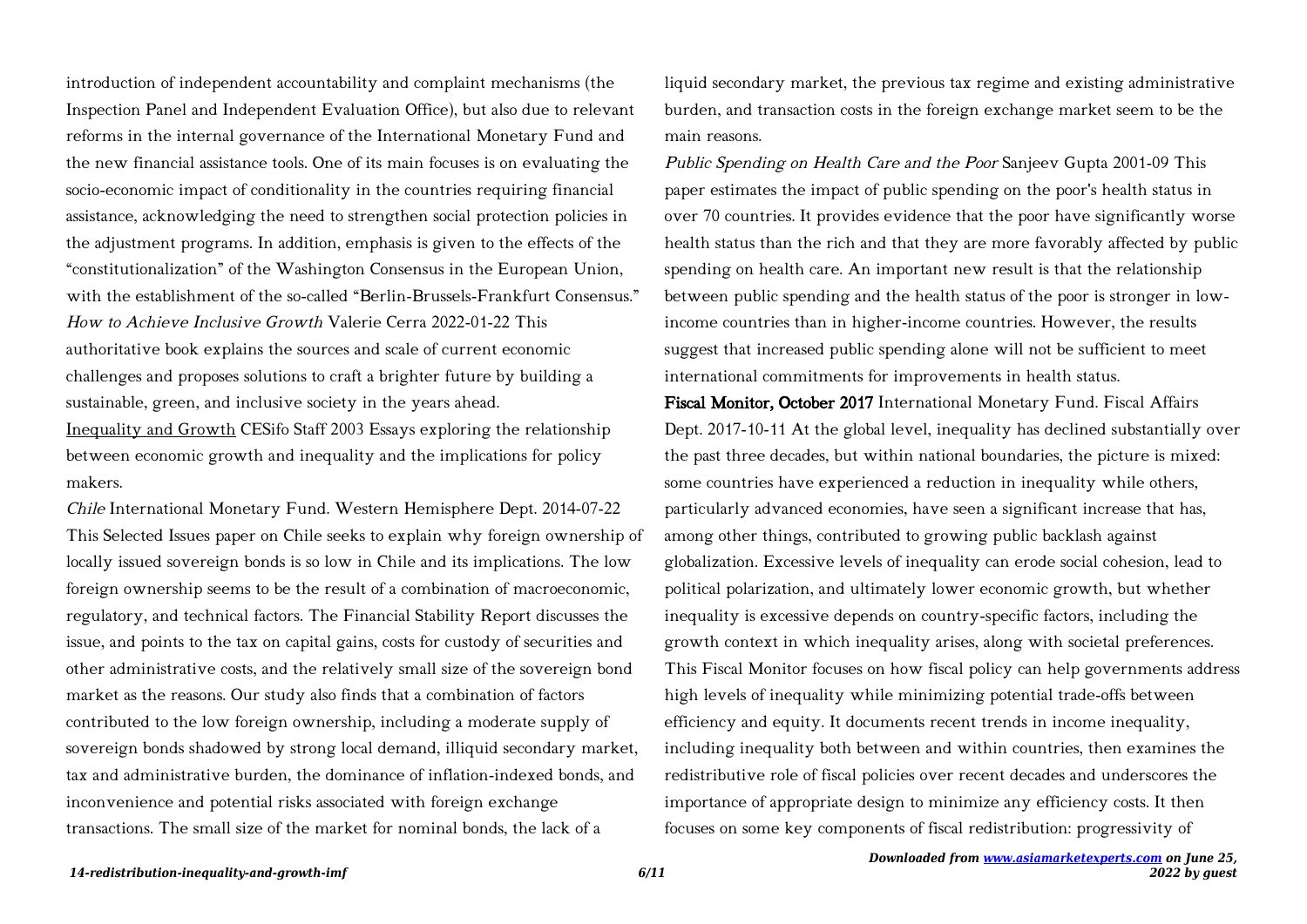introduction of independent accountability and complaint mechanisms (the Inspection Panel and Independent Evaluation Office), but also due to relevant reforms in the internal governance of the International Monetary Fund and the new financial assistance tools. One of its main focuses is on evaluating the socio-economic impact of conditionality in the countries requiring financial assistance, acknowledging the need to strengthen social protection policies in the adjustment programs. In addition, emphasis is given to the effects of the "constitutionalization" of the Washington Consensus in the European Union, with the establishment of the so-called "Berlin-Brussels-Frankfurt Consensus."

*How to Achieve Inclusive Growth* Valerie Cerra 2022-01-22 This authoritative book explains the sources and scale of current economic challenges and proposes solutions to craft a brighter future by building a sustainable, green, and inclusive society in the years ahead.

Inequality and Growth CESifo Staff 2003 Essays exploring the relationship between economic growth and inequality and the implications for policy makers.

*Chile* International Monetary Fund. Western Hemisphere Dept. 2014-07-22 This Selected Issues paper on Chile seeks to explain why foreign ownership of locally issued sovereign bonds is so low in Chile and its implications. The low foreign ownership seems to be the result of a combination of macroeconomic, regulatory, and technical factors. The Financial Stability Report discusses the issue, and points to the tax on capital gains, costs for custody of securities and other administrative costs, and the relatively small size of the sovereign bond market as the reasons. Our study also finds that a combination of factors contributed to the low foreign ownership, including a moderate supply of sovereign bonds shadowed by strong local demand, illiquid secondary market, tax and administrative burden, the dominance of inflation-indexed bonds, and inconvenience and potential risks associated with foreign exchange transactions. The small size of the market for nominal bonds, the lack of a liquid secondary market, the previous tax regime and existing administrative burden, and transaction costs in the foreign exchange market seem to be the main reasons.

*Public Spending on Health Care and the Poor* Sanjeev Gupta 2001-09 This paper estimates the impact of public spending on the poor's health status in over 70 countries. It provides evidence that the poor have significantly worse health status than the rich and that they are more favorably affected by public spending on health care. An important new result is that the relationship between public spending and the health status of the poor is stronger in low-income countries than in higher-income countries. However, the results suggest that increased public spending alone will not be sufficient to meet international commitments for improvements in health status.

**Fiscal Monitor, October 2017** International Monetary Fund. Fiscal Affairs Dept. 2017-10-11 At the global level, inequality has declined substantially over the past three decades, but within national boundaries, the picture is mixed: some countries have experienced a reduction in inequality while others, particularly advanced economies, have seen a significant increase that has, among other things, contributed to growing public backlash against globalization. Excessive levels of inequality can erode social cohesion, lead to political polarization, and ultimately lower economic growth, but whether inequality is excessive depends on country-specific factors, including the growth context in which inequality arises, along with societal preferences. This Fiscal Monitor focuses on how fiscal policy can help governments address high levels of inequality while minimizing potential trade-offs between efficiency and equity. It documents recent trends in income inequality, including inequality both between and within countries, then examines the redistributive role of fiscal policies over recent decades and underscores the importance of appropriate design to minimize any efficiency costs. It then focuses on some key components of fiscal redistribution: progressivity of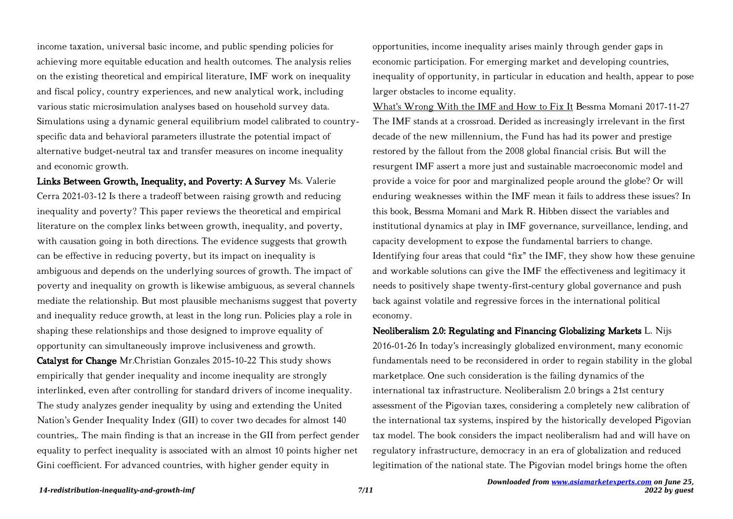income taxation, universal basic income, and public spending policies for achieving more equitable education and health outcomes. The analysis relies on the existing theoretical and empirical literature, IMF work on inequality and fiscal policy, country experiences, and new analytical work, including various static microsimulation analyses based on household survey data. Simulations using a dynamic general equilibrium model calibrated to country-specific data and behavioral parameters illustrate the potential impact of alternative budget-neutral tax and transfer measures on income inequality and economic growth.

**Links Between Growth, Inequality, and Poverty: A Survey** Ms. Valerie Cerra 2021-03-12 Is there a tradeoff between raising growth and reducing inequality and poverty? This paper reviews the theoretical and empirical literature on the complex links between growth, inequality, and poverty, with causation going in both directions. The evidence suggests that growth can be effective in reducing poverty, but its impact on inequality is ambiguous and depends on the underlying sources of growth. The impact of poverty and inequality on growth is likewise ambiguous, as several channels mediate the relationship. But most plausible mechanisms suggest that poverty and inequality reduce growth, at least in the long run. Policies play a role in shaping these relationships and those designed to improve equality of opportunity can simultaneously improve inclusiveness and growth.

**Catalyst for Change** Mr.Christian Gonzales 2015-10-22 This study shows empirically that gender inequality and income inequality are strongly interlinked, even after controlling for standard drivers of income inequality. The study analyzes gender inequality by using and extending the United Nation's Gender Inequality Index (GII) to cover two decades for almost 140 countries,. The main finding is that an increase in the GII from perfect gender equality to perfect inequality is associated with an almost 10 points higher net Gini coefficient. For advanced countries, with higher gender equity in opportunities, income inequality arises mainly through gender gaps in economic participation. For emerging market and developing countries, inequality of opportunity, in particular in education and health, appear to pose larger obstacles to income equality.

What's Wrong With the IMF and How to Fix It Bessma Momani 2017-11-27 The IMF stands at a crossroad. Derided as increasingly irrelevant in the first decade of the new millennium, the Fund has had its power and prestige restored by the fallout from the 2008 global financial crisis. But will the resurgent IMF assert a more just and sustainable macroeconomic model and provide a voice for poor and marginalized people around the globe? Or will enduring weaknesses within the IMF mean it fails to address these issues? In this book, Bessma Momani and Mark R. Hibben dissect the variables and institutional dynamics at play in IMF governance, surveillance, lending, and capacity development to expose the fundamental barriers to change. Identifying four areas that could "fix" the IMF, they show how these genuine and workable solutions can give the IMF the effectiveness and legitimacy it needs to positively shape twenty-first-century global governance and push back against volatile and regressive forces in the international political economy.

**Neoliberalism 2.0: Regulating and Financing Globalizing Markets** L. Nijs 2016-01-26 In today's increasingly globalized environment, many economic fundamentals need to be reconsidered in order to regain stability in the global marketplace. One such consideration is the failing dynamics of the international tax infrastructure. Neoliberalism 2.0 brings a 21st century assessment of the Pigovian taxes, considering a completely new calibration of the international tax systems, inspired by the historically developed Pigovian tax model. The book considers the impact neoliberalism had and will have on regulatory infrastructure, democracy in an era of globalization and reduced legitimation of the national state. The Pigovian model brings home the often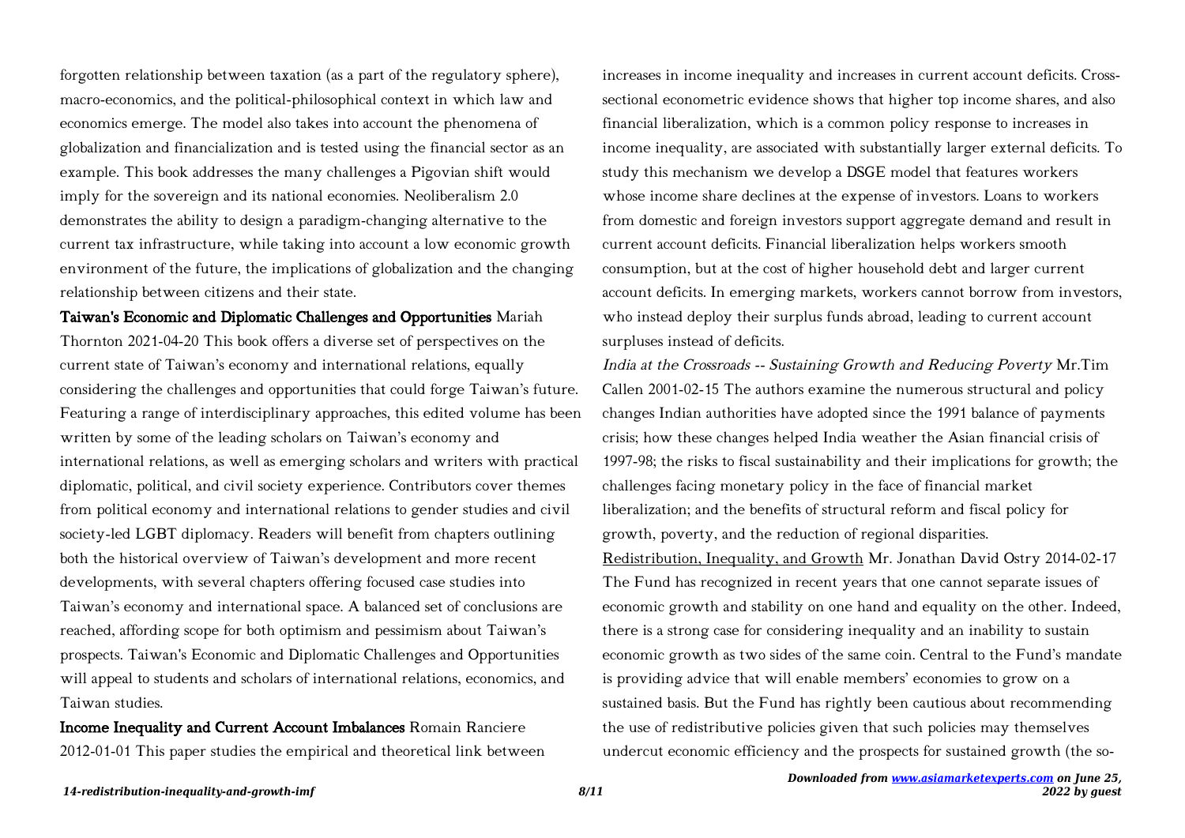forgotten relationship between taxation (as a part of the regulatory sphere), macro-economics, and the political-philosophical context in which law and economics emerge. The model also takes into account the phenomena of globalization and financialization and is tested using the financial sector as an example. This book addresses the many challenges a Pigovian shift would imply for the sovereign and its national economies. Neoliberalism 2.0 demonstrates the ability to design a paradigm-changing alternative to the current tax infrastructure, while taking into account a low economic growth environment of the future, the implications of globalization and the changing relationship between citizens and their state.

**Taiwan's Economic and Diplomatic Challenges and Opportunities** Mariah Thornton 2021-04-20 This book offers a diverse set of perspectives on the current state of Taiwan's economy and international relations, equally considering the challenges and opportunities that could forge Taiwan's future. Featuring a range of interdisciplinary approaches, this edited volume has been written by some of the leading scholars on Taiwan's economy and international relations, as well as emerging scholars and writers with practical diplomatic, political, and civil society experience. Contributors cover themes from political economy and international relations to gender studies and civil society-led LGBT diplomacy. Readers will benefit from chapters outlining both the historical overview of Taiwan's development and more recent developments, with several chapters offering focused case studies into Taiwan's economy and international space. A balanced set of conclusions are reached, affording scope for both optimism and pessimism about Taiwan's prospects. Taiwan's Economic and Diplomatic Challenges and Opportunities will appeal to students and scholars of international relations, economics, and Taiwan studies.

**Income Inequality and Current Account Imbalances** Romain Ranciere 2012-01-01 This paper studies the empirical and theoretical link between increases in income inequality and increases in current account deficits. Cross-sectional econometric evidence shows that higher top income shares, and also financial liberalization, which is a common policy response to increases in income inequality, are associated with substantially larger external deficits. To study this mechanism we develop a DSGE model that features workers whose income share declines at the expense of investors. Loans to workers from domestic and foreign investors support aggregate demand and result in current account deficits. Financial liberalization helps workers smooth consumption, but at the cost of higher household debt and larger current account deficits. In emerging markets, workers cannot borrow from investors, who instead deploy their surplus funds abroad, leading to current account surpluses instead of deficits.

*India at the Crossroads -- Sustaining Growth and Reducing Poverty* Mr.Tim Callen 2001-02-15 The authors examine the numerous structural and policy changes Indian authorities have adopted since the 1991 balance of payments crisis; how these changes helped India weather the Asian financial crisis of 1997-98; the risks to fiscal sustainability and their implications for growth; the challenges facing monetary policy in the face of financial market liberalization; and the benefits of structural reform and fiscal policy for growth, poverty, and the reduction of regional disparities.

Redistribution, Inequality, and Growth Mr. Jonathan David Ostry 2014-02-17 The Fund has recognized in recent years that one cannot separate issues of economic growth and stability on one hand and equality on the other. Indeed, there is a strong case for considering inequality and an inability to sustain economic growth as two sides of the same coin. Central to the Fund's mandate is providing advice that will enable members' economies to grow on a sustained basis. But the Fund has rightly been cautious about recommending the use of redistributive policies given that such policies may themselves undercut economic efficiency and the prospects for sustained growth (the so-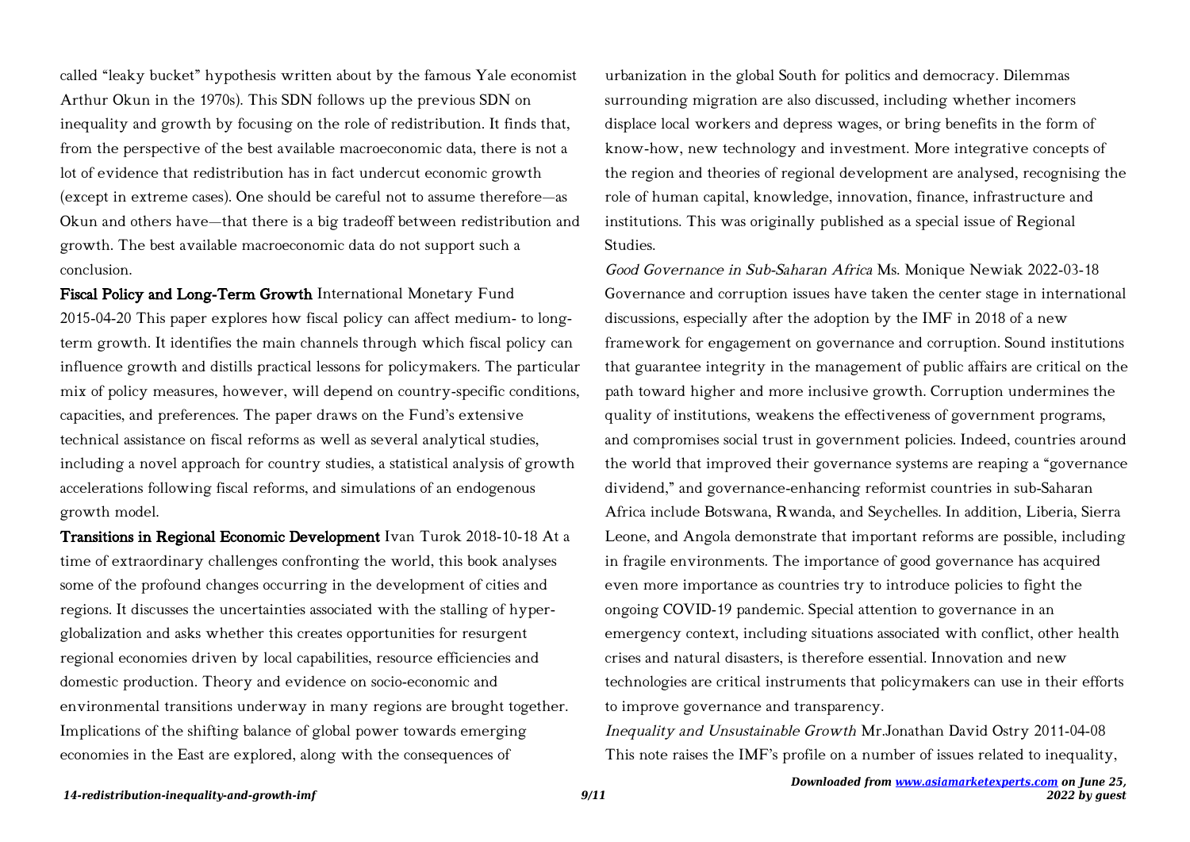called "leaky bucket" hypothesis written about by the famous Yale economist Arthur Okun in the 1970s). This SDN follows up the previous SDN on inequality and growth by focusing on the role of redistribution. It finds that, from the perspective of the best available macroeconomic data, there is not a lot of evidence that redistribution has in fact undercut economic growth (except in extreme cases). One should be careful not to assume therefore—as Okun and others have—that there is a big tradeoff between redistribution and growth. The best available macroeconomic data do not support such a conclusion.

**Fiscal Policy and Long-Term Growth** International Monetary Fund 2015-04-20 This paper explores how fiscal policy can affect medium- to long-term growth. It identifies the main channels through which fiscal policy can influence growth and distills practical lessons for policymakers. The particular mix of policy measures, however, will depend on country-specific conditions, capacities, and preferences. The paper draws on the Fund's extensive technical assistance on fiscal reforms as well as several analytical studies, including a novel approach for country studies, a statistical analysis of growth accelerations following fiscal reforms, and simulations of an endogenous growth model.

**Transitions in Regional Economic Development** Ivan Turok 2018-10-18 At a time of extraordinary challenges confronting the world, this book analyses some of the profound changes occurring in the development of cities and regions. It discusses the uncertainties associated with the stalling of hyper-globalization and asks whether this creates opportunities for resurgent regional economies driven by local capabilities, resource efficiencies and domestic production. Theory and evidence on socio-economic and environmental transitions underway in many regions are brought together. Implications of the shifting balance of global power towards emerging economies in the East are explored, along with the consequences of urbanization in the global South for politics and democracy. Dilemmas surrounding migration are also discussed, including whether incomers displace local workers and depress wages, or bring benefits in the form of know-how, new technology and investment. More integrative concepts of the region and theories of regional development are analysed, recognising the role of human capital, knowledge, innovation, finance, infrastructure and institutions. This was originally published as a special issue of Regional Studies.

*Good Governance in Sub-Saharan Africa* Ms. Monique Newiak 2022-03-18 Governance and corruption issues have taken the center stage in international discussions, especially after the adoption by the IMF in 2018 of a new framework for engagement on governance and corruption. Sound institutions that guarantee integrity in the management of public affairs are critical on the path toward higher and more inclusive growth. Corruption undermines the quality of institutions, weakens the effectiveness of government programs, and compromises social trust in government policies. Indeed, countries around the world that improved their governance systems are reaping a "governance dividend," and governance-enhancing reformist countries in sub-Saharan Africa include Botswana, Rwanda, and Seychelles. In addition, Liberia, Sierra Leone, and Angola demonstrate that important reforms are possible, including in fragile environments. The importance of good governance has acquired even more importance as countries try to introduce policies to fight the ongoing COVID-19 pandemic. Special attention to governance in an emergency context, including situations associated with conflict, other health crises and natural disasters, is therefore essential. Innovation and new technologies are critical instruments that policymakers can use in their efforts to improve governance and transparency.

*Inequality and Unsustainable Growth* Mr.Jonathan David Ostry 2011-04-08 This note raises the IMF's profile on a number of issues related to inequality,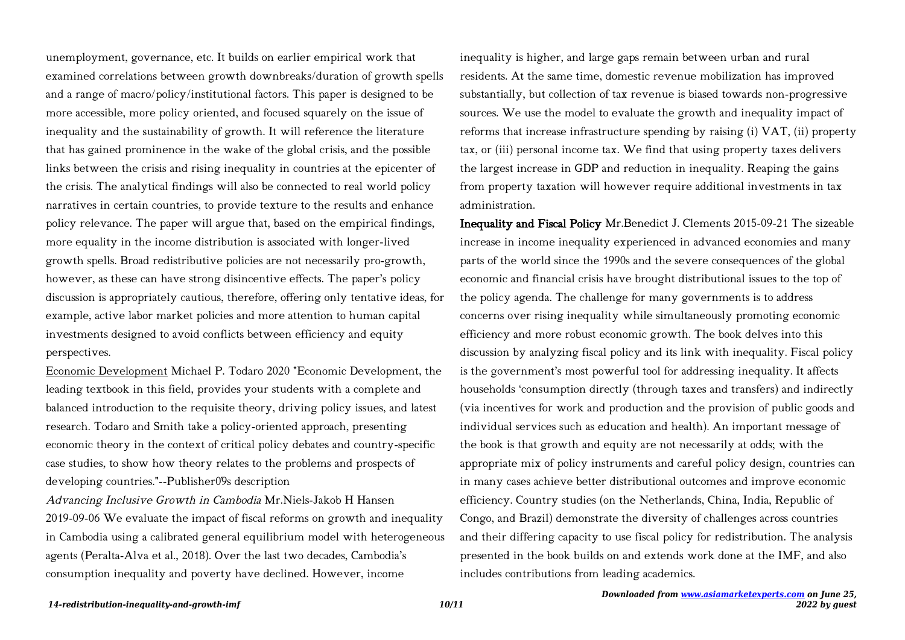unemployment, governance, etc. It builds on earlier empirical work that examined correlations between growth downbreaks/duration of growth spells and a range of macro/policy/institutional factors. This paper is designed to be more accessible, more policy oriented, and focused squarely on the issue of inequality and the sustainability of growth. It will reference the literature that has gained prominence in the wake of the global crisis, and the possible links between the crisis and rising inequality in countries at the epicenter of the crisis. The analytical findings will also be connected to real world policy narratives in certain countries, to provide texture to the results and enhance policy relevance. The paper will argue that, based on the empirical findings, more equality in the income distribution is associated with longer-lived growth spells. Broad redistributive policies are not necessarily pro-growth, however, as these can have strong disincentive effects. The paper's policy discussion is appropriately cautious, therefore, offering only tentative ideas, for example, active labor market policies and more attention to human capital investments designed to avoid conflicts between efficiency and equity perspectives.

Economic Development Michael P. Todaro 2020 "Economic Development, the leading textbook in this field, provides your students with a complete and balanced introduction to the requisite theory, driving policy issues, and latest research. Todaro and Smith take a policy-oriented approach, presenting economic theory in the context of critical policy debates and country-specific case studies, to show how theory relates to the problems and prospects of developing countries."--Publisher0'9s description

*Advancing Inclusive Growth in Cambodia* Mr.Niels-Jakob H Hansen 2019-09-06 We evaluate the impact of fiscal reforms on growth and inequality in Cambodia using a calibrated general equilibrium model with heterogeneous agents (Peralta-Alva et al., 2018). Over the last two decades, Cambodia's consumption inequality and poverty have declined. However, income inequality is higher, and large gaps remain between urban and rural residents. At the same time, domestic revenue mobilization has improved substantially, but collection of tax revenue is biased towards non-progressive sources. We use the model to evaluate the growth and inequality impact of reforms that increase infrastructure spending by raising (i) VAT, (ii) property tax, or (iii) personal income tax. We find that using property taxes delivers the largest increase in GDP and reduction in inequality. Reaping the gains from property taxation will however require additional investments in tax administration.

**Inequality and Fiscal Policy** Mr.Benedict J. Clements 2015-09-21 The sizeable increase in income inequality experienced in advanced economies and many parts of the world since the 1990s and the severe consequences of the global economic and financial crisis have brought distributional issues to the top of the policy agenda. The challenge for many governments is to address concerns over rising inequality while simultaneously promoting economic efficiency and more robust economic growth. The book delves into this discussion by analyzing fiscal policy and its link with inequality. Fiscal policy is the government's most powerful tool for addressing inequality. It affects households 'consumption directly (through taxes and transfers) and indirectly (via incentives for work and production and the provision of public goods and individual services such as education and health). An important message of the book is that growth and equity are not necessarily at odds; with the appropriate mix of policy instruments and careful policy design, countries can in many cases achieve better distributional outcomes and improve economic efficiency. Country studies (on the Netherlands, China, India, Republic of Congo, and Brazil) demonstrate the diversity of challenges across countries and their differing capacity to use fiscal policy for redistribution. The analysis presented in the book builds on and extends work done at the IMF, and also includes contributions from leading academics.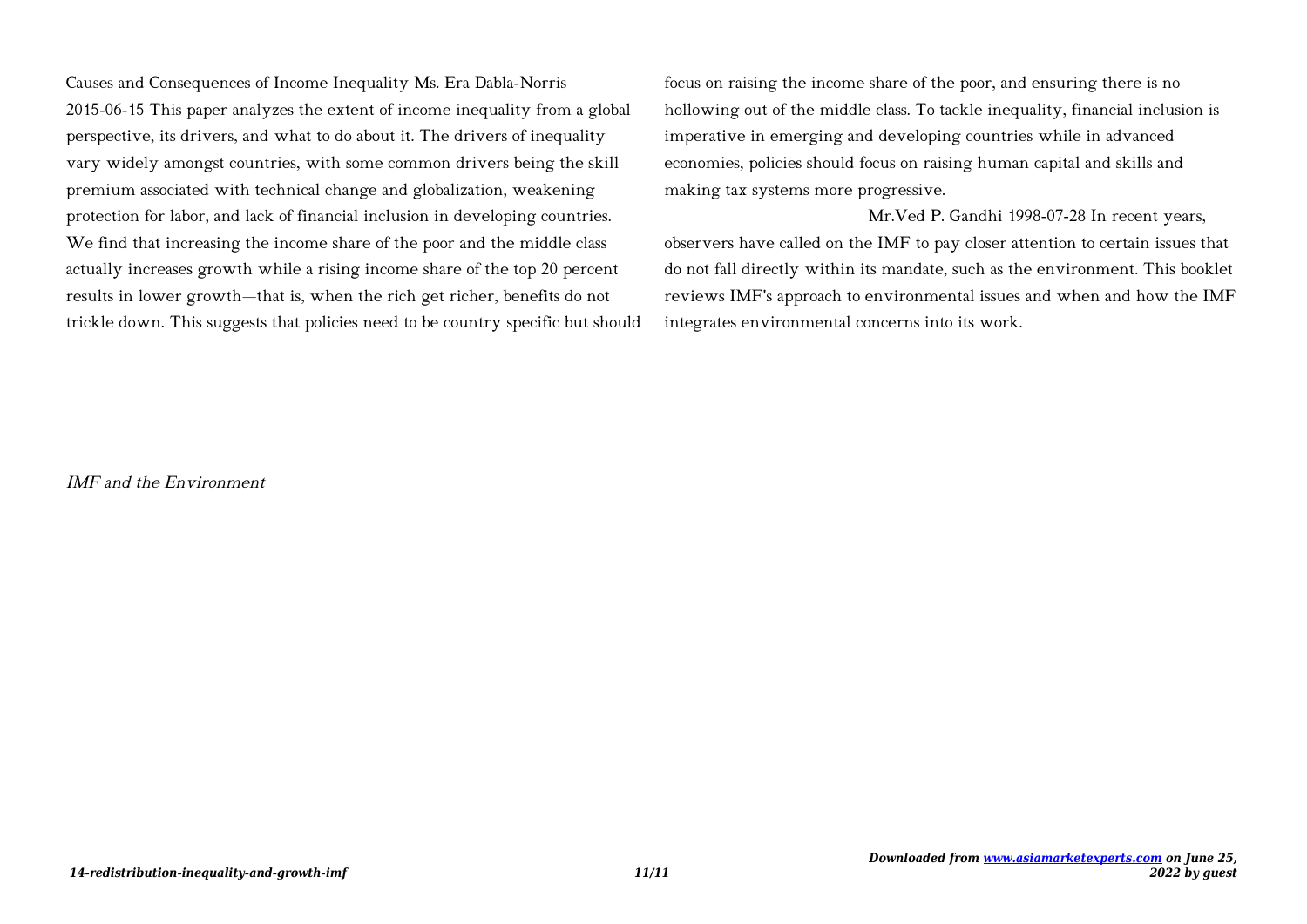Causes and Consequences of Income Inequality Ms. Era Dabla-Norris 2015-06-15 This paper analyzes the extent of income inequality from a global perspective, its drivers, and what to do about it. The drivers of inequality vary widely amongst countries, with some common drivers being the skill premium associated with technical change and globalization, weakening protection for labor, and lack of financial inclusion in developing countries. We find that increasing the income share of the poor and the middle class actually increases growth while a rising income share of the top 20 percent results in lower growth—that is, when the rich get richer, benefits do not trickle down. This suggests that policies need to be country specific but should focus on raising the income share of the poor, and ensuring there is no hollowing out of the middle class. To tackle inequality, financial inclusion is imperative in emerging and developing countries while in advanced economies, policies should focus on raising human capital and skills and making tax systems more progressive.

*IMF and the Environment* Mr.Ved P. Gandhi 1998-07-28 In recent years, observers have called on the IMF to pay closer attention to certain issues that do not fall directly within its mandate, such as the environment. This booklet reviews IMF's approach to environmental issues and when and how the IMF integrates environmental concerns into its work.